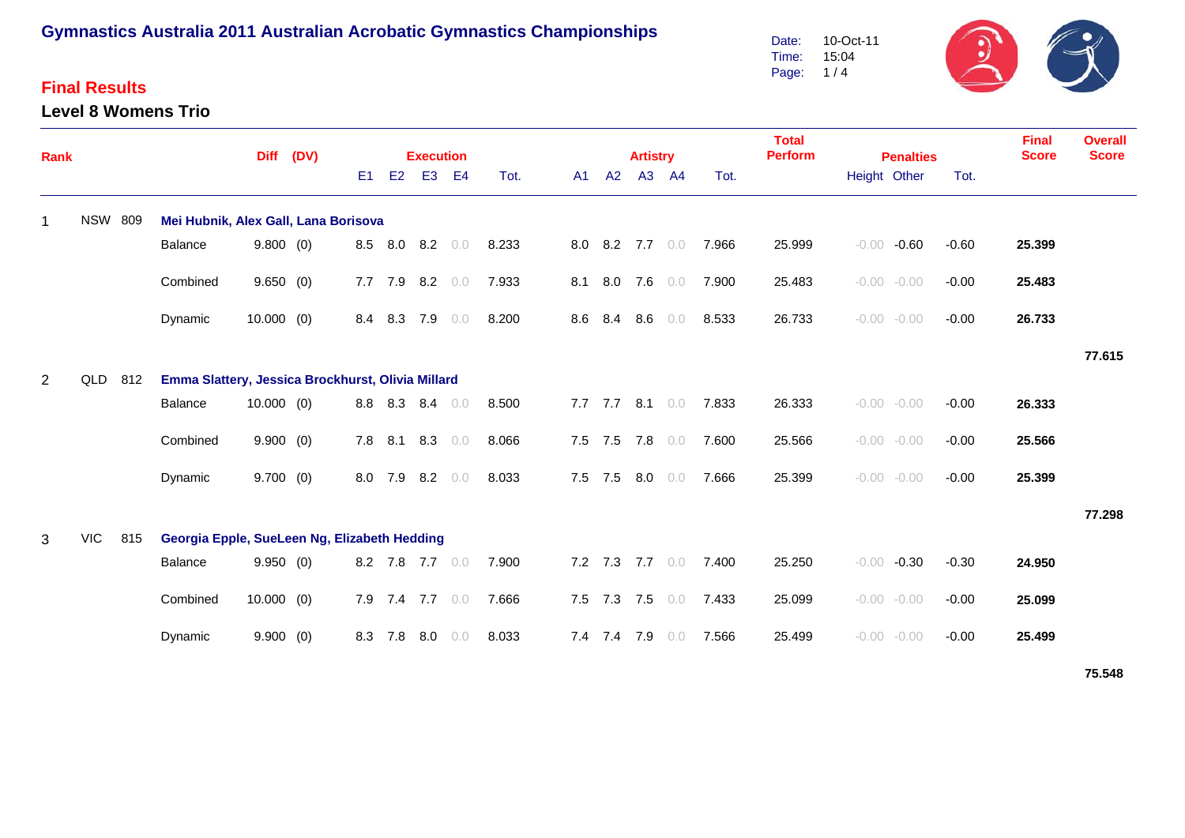# Gymnastics Australia 2011 Australian Acrobatic Gymnastics Championships

Date: 10-Oct-11
Time: 15:04

## Final Results

### Level 8 Womens Trio

| Rank | | | | Diff | (DV) | Execution E1 | E2 | E3 | E4 | Tot. | Artistry A1 | A2 | A3 | A4 | Tot. | Total Perform | Penalties Height | Other | Tot. | Final Score | Overall Score |
|---|---|---|---|---|---|---|---|---|---|---|---|---|---|---|---|---|---|---|---|---|---|
| 1 | NSW | 809 | **Mei Hubnik, Alex Gall, Lana Borisova** | | | | | | | | | | | | | | | | | | |
| | | | Balance | 9.800 | (0) | 8.5 | 8.0 | 8.2 | 0.0 | 8.233 | 8.0 | 8.2 | 7.7 | 0.0 | 7.966 | 25.999 | -0.00 | -0.60 | -0.60 | **25.399** | |
| | | | Combined | 9.650 | (0) | 7.7 | 7.9 | 8.2 | 0.0 | 7.933 | 8.1 | 8.0 | 7.6 | 0.0 | 7.900 | 25.483 | -0.00 | -0.00 | -0.00 | **25.483** | |
| | | | Dynamic | 10.000 | (0) | 8.4 | 8.3 | 7.9 | 0.0 | 8.200 | 8.6 | 8.4 | 8.6 | 0.0 | 8.533 | 26.733 | -0.00 | -0.00 | -0.00 | **26.733** | |
| | | | | | | | | | | | | | | | | | | | | | **77.615** |
| 2 | QLD | 812 | **Emma Slattery, Jessica Brockhurst, Olivia Millard** | | | | | | | | | | | | | | | | | | |
| | | | Balance | 10.000 | (0) | 8.8 | 8.3 | 8.4 | 0.0 | 8.500 | 7.7 | 7.7 | 8.1 | 0.0 | 7.833 | 26.333 | -0.00 | -0.00 | -0.00 | **26.333** | |
| | | | Combined | 9.900 | (0) | 7.8 | 8.1 | 8.3 | 0.0 | 8.066 | 7.5 | 7.5 | 7.8 | 0.0 | 7.600 | 25.566 | -0.00 | -0.00 | -0.00 | **25.566** | |
| | | | Dynamic | 9.700 | (0) | 8.0 | 7.9 | 8.2 | 0.0 | 8.033 | 7.5 | 7.5 | 8.0 | 0.0 | 7.666 | 25.399 | -0.00 | -0.00 | -0.00 | **25.399** | |
| | | | | | | | | | | | | | | | | | | | | | **77.298** |
| 3 | VIC | 815 | **Georgia Epple, SueLeen Ng, Elizabeth Hedding** | | | | | | | | | | | | | | | | | | |
| | | | Balance | 9.950 | (0) | 8.2 | 7.8 | 7.7 | 0.0 | 7.900 | 7.2 | 7.3 | 7.7 | 0.0 | 7.400 | 25.250 | -0.00 | -0.30 | -0.30 | **24.950** | |
| | | | Combined | 10.000 | (0) | 7.9 | 7.4 | 7.7 | 0.0 | 7.666 | 7.5 | 7.3 | 7.5 | 0.0 | 7.433 | 25.099 | -0.00 | -0.00 | -0.00 | **25.099** | |
| | | | Dynamic | 9.900 | (0) | 8.3 | 7.8 | 8.0 | 0.0 | 8.033 | 7.4 | 7.4 | 7.9 | 0.0 | 7.566 | 25.499 | -0.00 | -0.00 | -0.00 | **25.499** | |
| | | | | | | | | | | | | | | | | | | | | | **75.548** |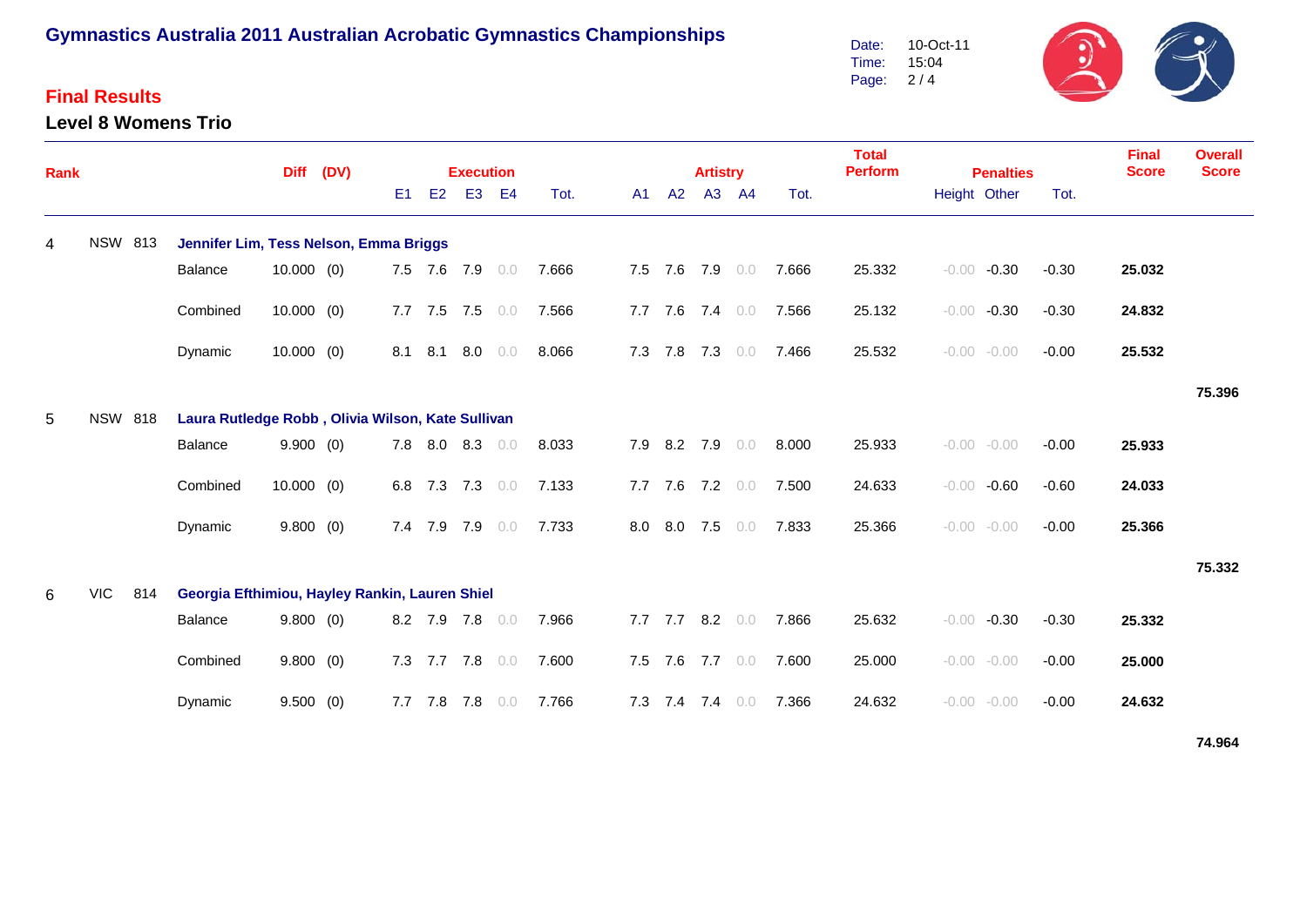# Gymnastics Australia 2011 Australian Acrobatic Gymnastics Championships

Date: 10-Oct-11
Time: 15:04

## Final Results

### Level 8 Womens Trio

| Rank | | | | Diff | (DV) | Execution | | | | | Artistry | | | | | Total Perform | Penalties | | | Final Score | Overall Score |
|---|---|---|---|---|---|---|---|---|---|---|---|---|---|---|---|---|---|---|---|---|---|
| | | | | | | E1 | E2 | E3 | E4 | Tot. | A1 | A2 | A3 | A4 | Tot. | | Height | Other | Tot. | | |
| 4 | NSW | 813 | **Jennifer Lim, Tess Nelson, Emma Briggs** | | | | | | | | | | | | | | | | | | |
| | | | Balance | 10.000 | (0) | 7.5 | 7.6 | 7.9 | 0.0 | 7.666 | 7.5 | 7.6 | 7.9 | 0.0 | 7.666 | 25.332 | -0.00 | -0.30 | -0.30 | **25.032** | |
| | | | Combined | 10.000 | (0) | 7.7 | 7.5 | 7.5 | 0.0 | 7.566 | 7.7 | 7.6 | 7.4 | 0.0 | 7.566 | 25.132 | -0.00 | -0.30 | -0.30 | **24.832** | |
| | | | Dynamic | 10.000 | (0) | 8.1 | 8.1 | 8.0 | 0.0 | 8.066 | 7.3 | 7.8 | 7.3 | 0.0 | 7.466 | 25.532 | -0.00 | -0.00 | -0.00 | **25.532** | |
| | | | | | | | | | | | | | | | | | | | | | **75.396** |
| 5 | NSW | 818 | **Laura Rutledge Robb , Olivia Wilson, Kate Sullivan** | | | | | | | | | | | | | | | | | | |
| | | | Balance | 9.900 | (0) | 7.8 | 8.0 | 8.3 | 0.0 | 8.033 | 7.9 | 8.2 | 7.9 | 0.0 | 8.000 | 25.933 | -0.00 | -0.00 | -0.00 | **25.933** | |
| | | | Combined | 10.000 | (0) | 6.8 | 7.3 | 7.3 | 0.0 | 7.133 | 7.7 | 7.6 | 7.2 | 0.0 | 7.500 | 24.633 | -0.00 | -0.60 | -0.60 | **24.033** | |
| | | | Dynamic | 9.800 | (0) | 7.4 | 7.9 | 7.9 | 0.0 | 7.733 | 8.0 | 8.0 | 7.5 | 0.0 | 7.833 | 25.366 | -0.00 | -0.00 | -0.00 | **25.366** | |
| | | | | | | | | | | | | | | | | | | | | | **75.332** |
| 6 | VIC | 814 | **Georgia Efthimiou, Hayley Rankin, Lauren Shiel** | | | | | | | | | | | | | | | | | | |
| | | | Balance | 9.800 | (0) | 8.2 | 7.9 | 7.8 | 0.0 | 7.966 | 7.7 | 7.7 | 8.2 | 0.0 | 7.866 | 25.632 | -0.00 | -0.30 | -0.30 | **25.332** | |
| | | | Combined | 9.800 | (0) | 7.3 | 7.7 | 7.8 | 0.0 | 7.600 | 7.5 | 7.6 | 7.7 | 0.0 | 7.600 | 25.000 | -0.00 | -0.00 | -0.00 | **25.000** | |
| | | | Dynamic | 9.500 | (0) | 7.7 | 7.8 | 7.8 | 0.0 | 7.766 | 7.3 | 7.4 | 7.4 | 0.0 | 7.366 | 24.632 | -0.00 | -0.00 | -0.00 | **24.632** | |
| | | | | | | | | | | | | | | | | | | | | | **74.964** |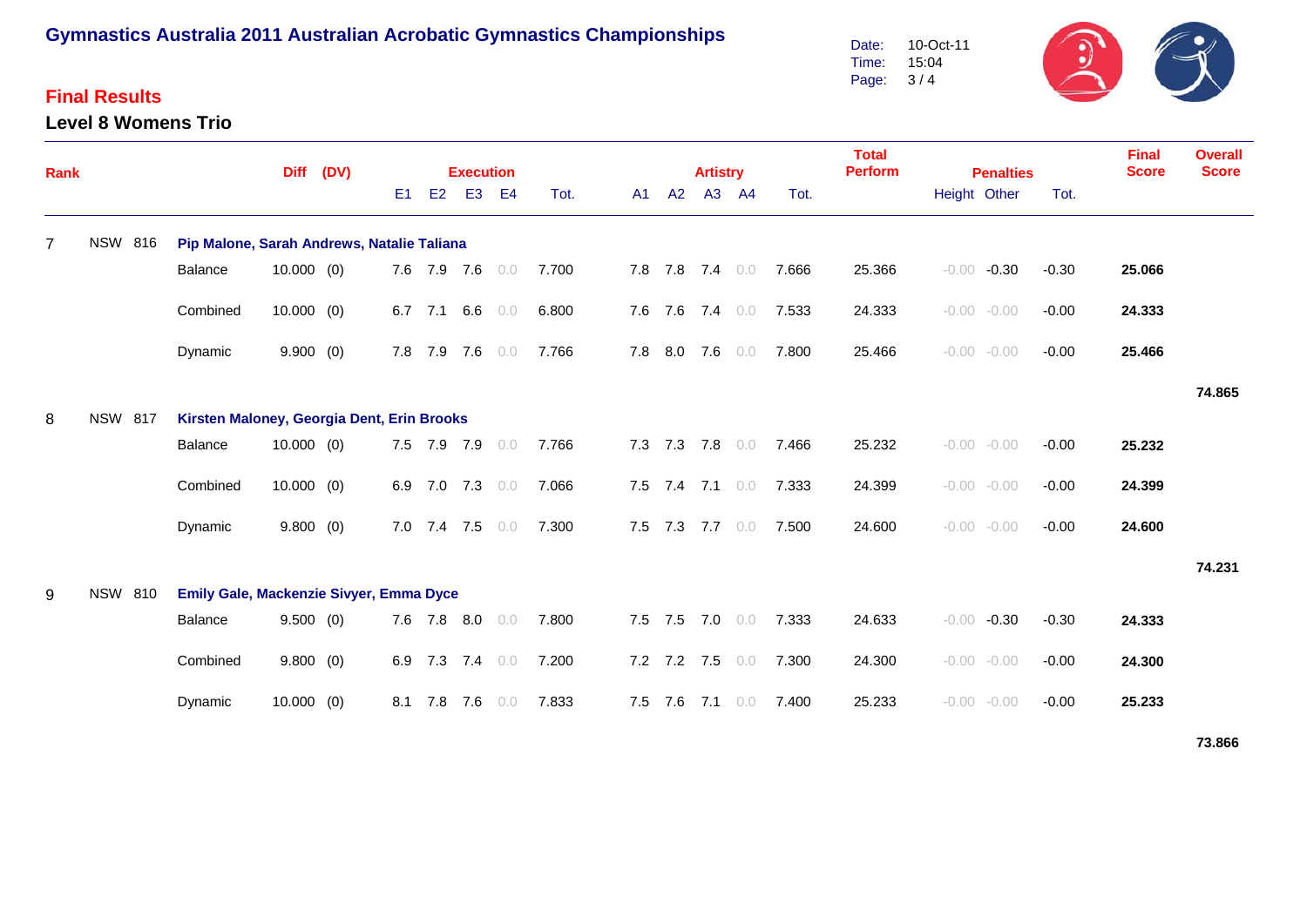# Gymnastics Australia 2011 Australian Acrobatic Gymnastics Championships

Date: 10-Oct-11
Time: 15:04

## Final Results

### Level 8 Womens Trio

| Rank | | | | Diff | (DV) | Execution | | | | | Artistry | | | | | Total Perform | Penalties | | | Final Score | Overall Score |
|---|---|---|---|---|---|---|---|---|---|---|---|---|---|---|---|---|---|---|---|---|---|
| | | | | | | E1 | E2 | E3 | E4 | Tot. | A1 | A2 | A3 | A4 | Tot. | | Height | Other | Tot. | | |
| 7 | NSW | 816 | **Pip Malone, Sarah Andrews, Natalie Taliana** | | | | | | | | | | | | | | | | | | |
| | | | Balance | 10.000 | (0) | 7.6 | 7.9 | 7.6 | 0.0 | 7.700 | 7.8 | 7.8 | 7.4 | 0.0 | 7.666 | 25.366 | -0.00 | -0.30 | -0.30 | **25.066** | |
| | | | Combined | 10.000 | (0) | 6.7 | 7.1 | 6.6 | 0.0 | 6.800 | 7.6 | 7.6 | 7.4 | 0.0 | 7.533 | 24.333 | -0.00 | -0.00 | -0.00 | **24.333** | |
| | | | Dynamic | 9.900 | (0) | 7.8 | 7.9 | 7.6 | 0.0 | 7.766 | 7.8 | 8.0 | 7.6 | 0.0 | 7.800 | 25.466 | -0.00 | -0.00 | -0.00 | **25.466** | |
| | | | | | | | | | | | | | | | | | | | | | **74.865** |
| 8 | NSW | 817 | **Kirsten Maloney, Georgia Dent, Erin Brooks** | | | | | | | | | | | | | | | | | | |
| | | | Balance | 10.000 | (0) | 7.5 | 7.9 | 7.9 | 0.0 | 7.766 | 7.3 | 7.3 | 7.8 | 0.0 | 7.466 | 25.232 | -0.00 | -0.00 | -0.00 | **25.232** | |
| | | | Combined | 10.000 | (0) | 6.9 | 7.0 | 7.3 | 0.0 | 7.066 | 7.5 | 7.4 | 7.1 | 0.0 | 7.333 | 24.399 | -0.00 | -0.00 | -0.00 | **24.399** | |
| | | | Dynamic | 9.800 | (0) | 7.0 | 7.4 | 7.5 | 0.0 | 7.300 | 7.5 | 7.3 | 7.7 | 0.0 | 7.500 | 24.600 | -0.00 | -0.00 | -0.00 | **24.600** | |
| | | | | | | | | | | | | | | | | | | | | | **74.231** |
| 9 | NSW | 810 | **Emily Gale, Mackenzie Sivyer, Emma Dyce** | | | | | | | | | | | | | | | | | | |
| | | | Balance | 9.500 | (0) | 7.6 | 7.8 | 8.0 | 0.0 | 7.800 | 7.5 | 7.5 | 7.0 | 0.0 | 7.333 | 24.633 | -0.00 | -0.30 | -0.30 | **24.333** | |
| | | | Combined | 9.800 | (0) | 6.9 | 7.3 | 7.4 | 0.0 | 7.200 | 7.2 | 7.2 | 7.5 | 0.0 | 7.300 | 24.300 | -0.00 | -0.00 | -0.00 | **24.300** | |
| | | | Dynamic | 10.000 | (0) | 8.1 | 7.8 | 7.6 | 0.0 | 7.833 | 7.5 | 7.6 | 7.1 | 0.0 | 7.400 | 25.233 | -0.00 | -0.00 | -0.00 | **25.233** | |
| | | | | | | | | | | | | | | | | | | | | | **73.866** |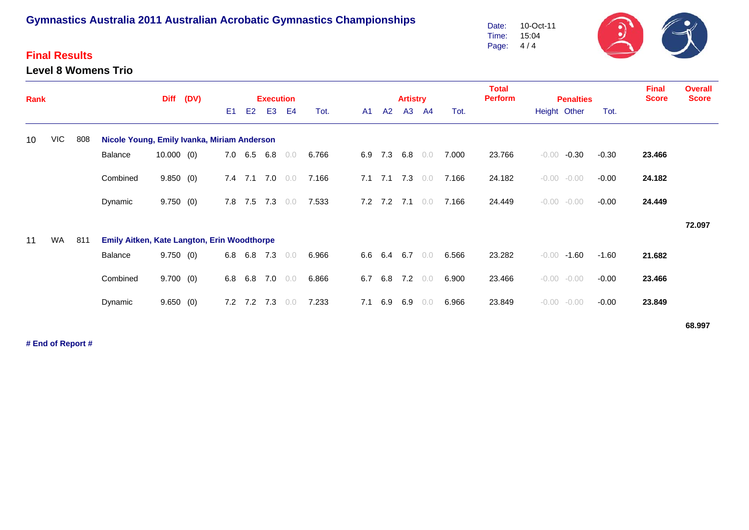# Gymnastics Australia 2011 Australian Acrobatic Gymnastics Championships

Date: 10-Oct-11
Time: 15:04

## Final Results

### Level 8 Womens Trio

| Rank | | | | Diff | (DV) | Execution E1 | E2 | E3 | E4 | Tot. | Artistry A1 | A2 | A3 | A4 | Tot. | Total Perform | Penalties Height | Other | Tot. | Final Score | Overall Score |
|---|---|---|---|---|---|---|---|---|---|---|---|---|---|---|---|---|---|---|---|---|---|
| 10 | VIC | 808 | **Nicole Young, Emily Ivanka, Miriam Anderson** | | | | | | | | | | | | | | | | | | |
| | | | Balance | 10.000 | (0) | 7.0 | 6.5 | 6.8 | 0.0 | 6.766 | 6.9 | 7.3 | 6.8 | 0.0 | 7.000 | 23.766 | -0.00 | -0.30 | -0.30 | **23.466** | |
| | | | Combined | 9.850 | (0) | 7.4 | 7.1 | 7.0 | 0.0 | 7.166 | 7.1 | 7.1 | 7.3 | 0.0 | 7.166 | 24.182 | -0.00 | -0.00 | -0.00 | **24.182** | |
| | | | Dynamic | 9.750 | (0) | 7.8 | 7.5 | 7.3 | 0.0 | 7.533 | 7.2 | 7.2 | 7.1 | 0.0 | 7.166 | 24.449 | -0.00 | -0.00 | -0.00 | **24.449** | |
| | | | | | | | | | | | | | | | | | | | | | **72.097** |
| 11 | WA | 811 | **Emily Aitken, Kate Langton, Erin Woodthorpe** | | | | | | | | | | | | | | | | | | |
| | | | Balance | 9.750 | (0) | 6.8 | 6.8 | 7.3 | 0.0 | 6.966 | 6.6 | 6.4 | 6.7 | 0.0 | 6.566 | 23.282 | -0.00 | -1.60 | -1.60 | **21.682** | |
| | | | Combined | 9.700 | (0) | 6.8 | 6.8 | 7.0 | 0.0 | 6.866 | 6.7 | 6.8 | 7.2 | 0.0 | 6.900 | 23.466 | -0.00 | -0.00 | -0.00 | **23.466** | |
| | | | Dynamic | 9.650 | (0) | 7.2 | 7.2 | 7.3 | 0.0 | 7.233 | 7.1 | 6.9 | 6.9 | 0.0 | 6.966 | 23.849 | -0.00 | -0.00 | -0.00 | **23.849** | |
| | | | | | | | | | | | | | | | | | | | | | **68.997** |

**# End of Report #**